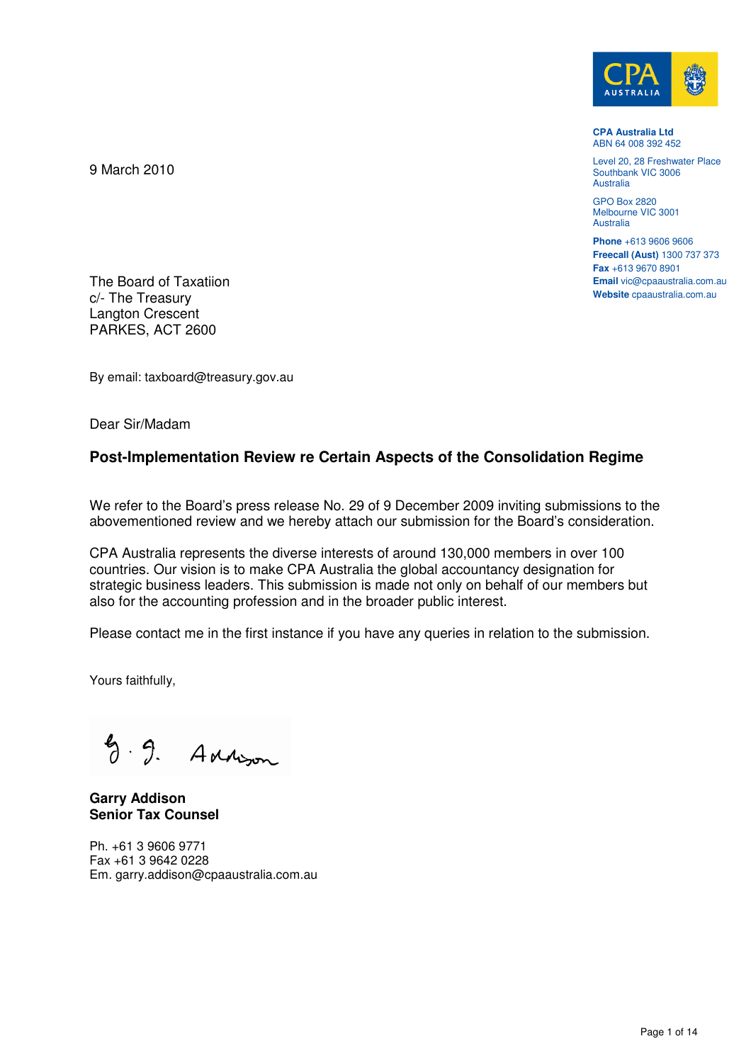CPA AUSTRALIA

**CPA Australia Ltd**
ABN 64 008 392 452

Level 20, 28 Freshwater Place
Southbank VIC 3006
Australia

GPO Box 2820
Melbourne VIC 3001
Australia

**Phone** +613 9606 9606
**Freecall (Aust)** 1300 737 373
**Fax** +613 9670 8901
**Email** vic@cpaaustralia.com.au
**Website** cpaaustralia.com.au

9 March 2010

The Board of Taxatiion
c/- The Treasury
Langton Crescent
PARKES, ACT 2600

By email: taxboard@treasury.gov.au

Dear Sir/Madam

**Post-Implementation Review re Certain Aspects of the Consolidation Regime**

We refer to the Board's press release No. 29 of 9 December 2009 inviting submissions to the abovementioned review and we hereby attach our submission for the Board's consideration.

CPA Australia represents the diverse interests of around 130,000 members in over 100 countries. Our vision is to make CPA Australia the global accountancy designation for strategic business leaders. This submission is made not only on behalf of our members but also for the accounting profession and in the broader public interest.

Please contact me in the first instance if you have any queries in relation to the submission.

Yours faithfully,

G. G. Addison

**Garry Addison**
**Senior Tax Counsel**

Ph. +61 3 9606 9771
Fax +61 3 9642 0228
Em. garry.addison@cpaaustralia.com.au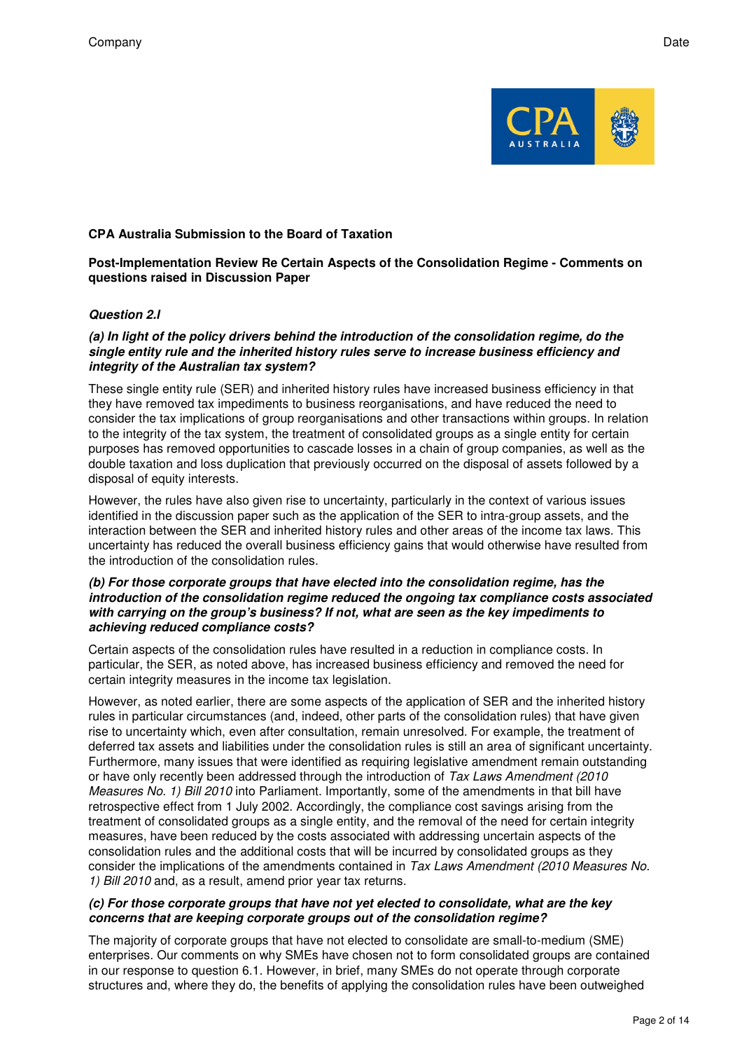**CPA Australia Submission to the Board of Taxation**

**Post-Implementation Review Re Certain Aspects of the Consolidation Regime - Comments on questions raised in Discussion Paper**

***Question 2.I***

***(a) In light of the policy drivers behind the introduction of the consolidation regime, do the single entity rule and the inherited history rules serve to increase business efficiency and integrity of the Australian tax system?***

These single entity rule (SER) and inherited history rules have increased business efficiency in that they have removed tax impediments to business reorganisations, and have reduced the need to consider the tax implications of group reorganisations and other transactions within groups. In relation to the integrity of the tax system, the treatment of consolidated groups as a single entity for certain purposes has removed opportunities to cascade losses in a chain of group companies, as well as the double taxation and loss duplication that previously occurred on the disposal of assets followed by a disposal of equity interests.

However, the rules have also given rise to uncertainty, particularly in the context of various issues identified in the discussion paper such as the application of the SER to intra-group assets, and the interaction between the SER and inherited history rules and other areas of the income tax laws. This uncertainty has reduced the overall business efficiency gains that would otherwise have resulted from the introduction of the consolidation rules.

***(b) For those corporate groups that have elected into the consolidation regime, has the introduction of the consolidation regime reduced the ongoing tax compliance costs associated with carrying on the group's business? If not, what are seen as the key impediments to achieving reduced compliance costs?***

Certain aspects of the consolidation rules have resulted in a reduction in compliance costs. In particular, the SER, as noted above, has increased business efficiency and removed the need for certain integrity measures in the income tax legislation.

However, as noted earlier, there are some aspects of the application of SER and the inherited history rules in particular circumstances (and, indeed, other parts of the consolidation rules) that have given rise to uncertainty which, even after consultation, remain unresolved. For example, the treatment of deferred tax assets and liabilities under the consolidation rules is still an area of significant uncertainty. Furthermore, many issues that were identified as requiring legislative amendment remain outstanding or have only recently been addressed through the introduction of *Tax Laws Amendment (2010 Measures No. 1) Bill 2010* into Parliament. Importantly, some of the amendments in that bill have retrospective effect from 1 July 2002. Accordingly, the compliance cost savings arising from the treatment of consolidated groups as a single entity, and the removal of the need for certain integrity measures, have been reduced by the costs associated with addressing uncertain aspects of the consolidation rules and the additional costs that will be incurred by consolidated groups as they consider the implications of the amendments contained in *Tax Laws Amendment (2010 Measures No. 1) Bill 2010* and, as a result, amend prior year tax returns.

***(c) For those corporate groups that have not yet elected to consolidate, what are the key concerns that are keeping corporate groups out of the consolidation regime?***

The majority of corporate groups that have not elected to consolidate are small-to-medium (SME) enterprises. Our comments on why SMEs have chosen not to form consolidated groups are contained in our response to question 6.1. However, in brief, many SMEs do not operate through corporate structures and, where they do, the benefits of applying the consolidation rules have been outweighed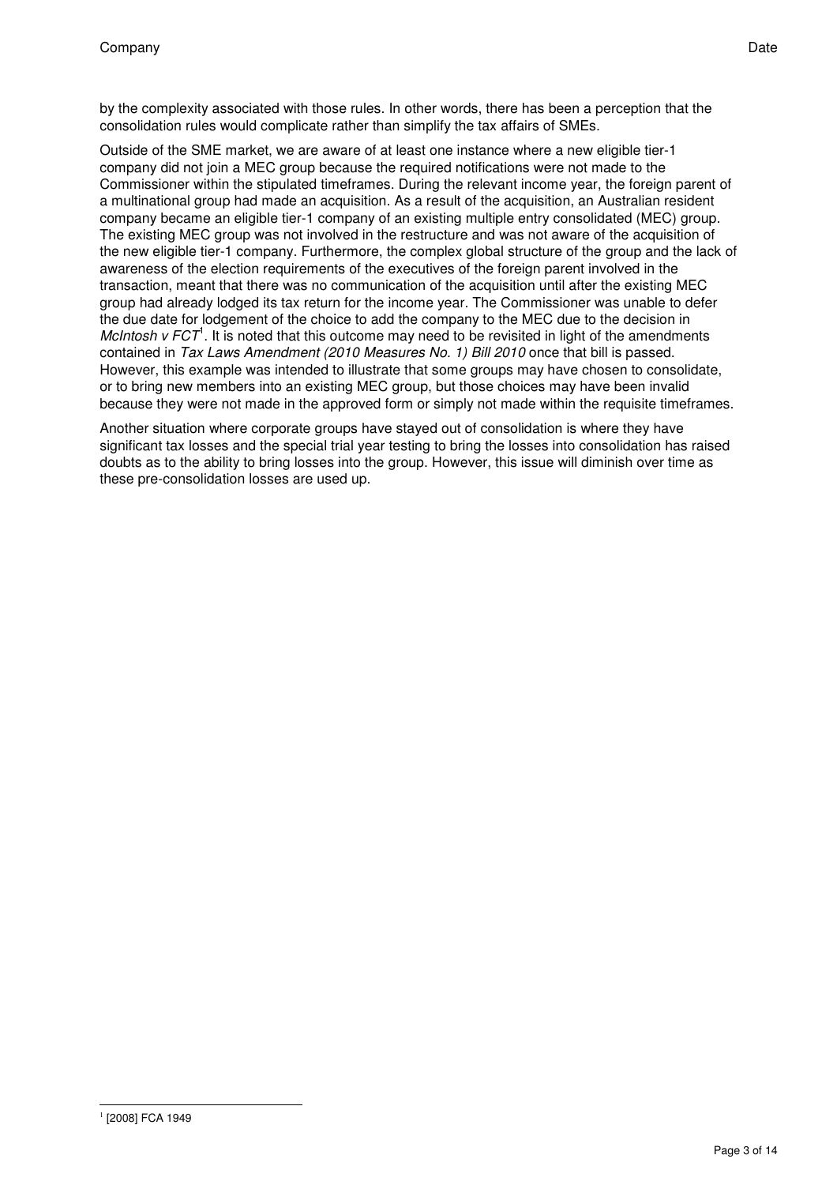by the complexity associated with those rules. In other words, there has been a perception that the consolidation rules would complicate rather than simplify the tax affairs of SMEs.

Outside of the SME market, we are aware of at least one instance where a new eligible tier-1 company did not join a MEC group because the required notifications were not made to the Commissioner within the stipulated timeframes. During the relevant income year, the foreign parent of a multinational group had made an acquisition. As a result of the acquisition, an Australian resident company became an eligible tier-1 company of an existing multiple entry consolidated (MEC) group. The existing MEC group was not involved in the restructure and was not aware of the acquisition of the new eligible tier-1 company. Furthermore, the complex global structure of the group and the lack of awareness of the election requirements of the executives of the foreign parent involved in the transaction, meant that there was no communication of the acquisition until after the existing MEC group had already lodged its tax return for the income year. The Commissioner was unable to defer the due date for lodgement of the choice to add the company to the MEC due to the decision in *McIntosh v FCT*[1]. It is noted that this outcome may need to be revisited in light of the amendments contained in *Tax Laws Amendment (2010 Measures No. 1) Bill 2010* once that bill is passed. However, this example was intended to illustrate that some groups may have chosen to consolidate, or to bring new members into an existing MEC group, but those choices may have been invalid because they were not made in the approved form or simply not made within the requisite timeframes.

Another situation where corporate groups have stayed out of consolidation is where they have significant tax losses and the special trial year testing to bring the losses into consolidation has raised doubts as to the ability to bring losses into the group. However, this issue will diminish over time as these pre-consolidation losses are used up.

---

[1] [2008] FCA 1949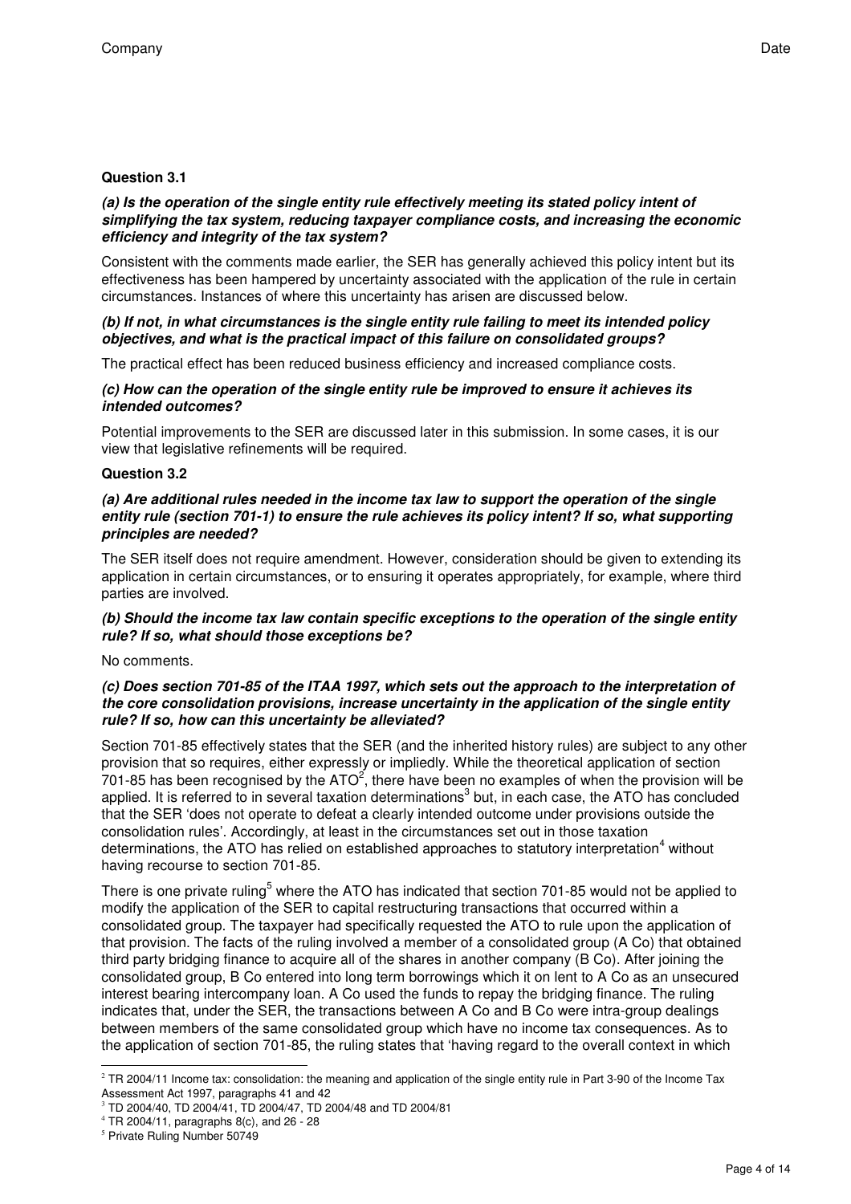**Question 3.1**

***(a) Is the operation of the single entity rule effectively meeting its stated policy intent of simplifying the tax system, reducing taxpayer compliance costs, and increasing the economic efficiency and integrity of the tax system?***

Consistent with the comments made earlier, the SER has generally achieved this policy intent but its effectiveness has been hampered by uncertainty associated with the application of the rule in certain circumstances. Instances of where this uncertainty has arisen are discussed below.

***(b) If not, in what circumstances is the single entity rule failing to meet its intended policy objectives, and what is the practical impact of this failure on consolidated groups?***

The practical effect has been reduced business efficiency and increased compliance costs.

***(c) How can the operation of the single entity rule be improved to ensure it achieves its intended outcomes?***

Potential improvements to the SER are discussed later in this submission. In some cases, it is our view that legislative refinements will be required.

**Question 3.2**

***(a) Are additional rules needed in the income tax law to support the operation of the single entity rule (section 701-1) to ensure the rule achieves its policy intent? If so, what supporting principles are needed?***

The SER itself does not require amendment. However, consideration should be given to extending its application in certain circumstances, or to ensuring it operates appropriately, for example, where third parties are involved.

***(b) Should the income tax law contain specific exceptions to the operation of the single entity rule? If so, what should those exceptions be?***

No comments.

***(c) Does section 701-85 of the ITAA 1997, which sets out the approach to the interpretation of the core consolidation provisions, increase uncertainty in the application of the single entity rule? If so, how can this uncertainty be alleviated?***

Section 701-85 effectively states that the SER (and the inherited history rules) are subject to any other provision that so requires, either expressly or impliedly. While the theoretical application of section 701-85 has been recognised by the ATO[2], there have been no examples of when the provision will be applied. It is referred to in several taxation determinations[3] but, in each case, the ATO has concluded that the SER 'does not operate to defeat a clearly intended outcome under provisions outside the consolidation rules'. Accordingly, at least in the circumstances set out in those taxation determinations, the ATO has relied on established approaches to statutory interpretation[4] without having recourse to section 701-85.

There is one private ruling[5] where the ATO has indicated that section 701-85 would not be applied to modify the application of the SER to capital restructuring transactions that occurred within a consolidated group. The taxpayer had specifically requested the ATO to rule upon the application of that provision. The facts of the ruling involved a member of a consolidated group (A Co) that obtained third party bridging finance to acquire all of the shares in another company (B Co). After joining the consolidated group, B Co entered into long term borrowings which it on lent to A Co as an unsecured interest bearing intercompany loan. A Co used the funds to repay the bridging finance. The ruling indicates that, under the SER, the transactions between A Co and B Co were intra-group dealings between members of the same consolidated group which have no income tax consequences. As to the application of section 701-85, the ruling states that 'having regard to the overall context in which

---

[2] TR 2004/11 Income tax: consolidation: the meaning and application of the single entity rule in Part 3-90 of the Income Tax Assessment Act 1997, paragraphs 41 and 42

[3] TD 2004/40, TD 2004/41, TD 2004/47, TD 2004/48 and TD 2004/81

[4] TR 2004/11, paragraphs 8(c), and 26 - 28

[5] Private Ruling Number 50749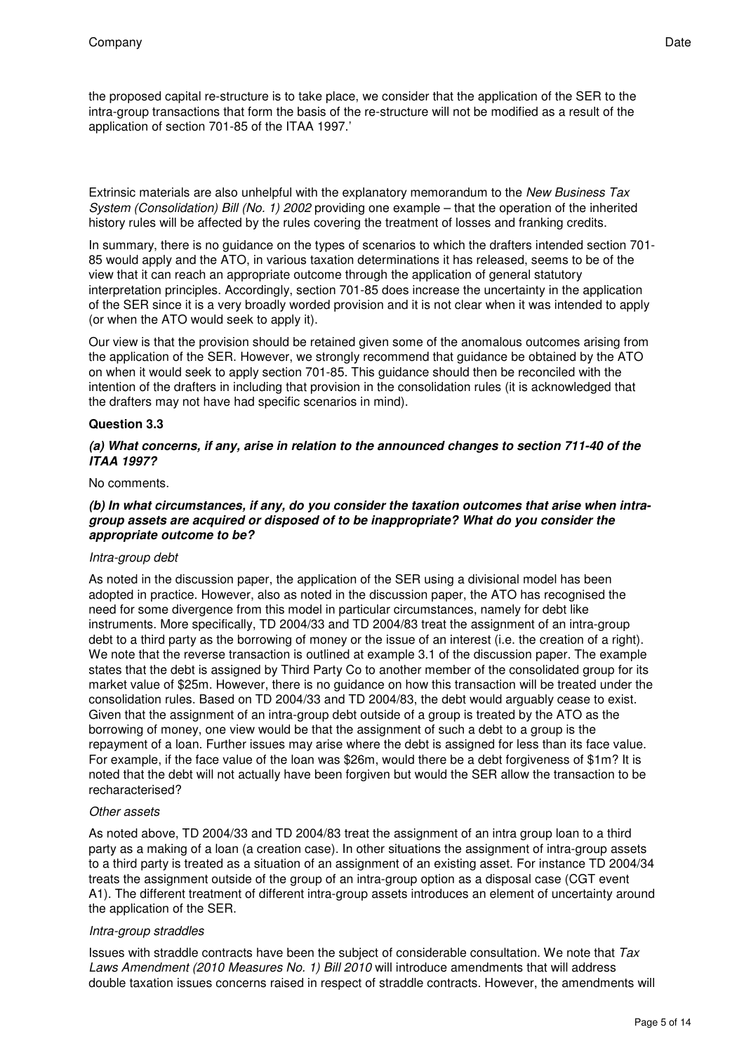the proposed capital re-structure is to take place, we consider that the application of the SER to the intra-group transactions that form the basis of the re-structure will not be modified as a result of the application of section 701-85 of the ITAA 1997.'

Extrinsic materials are also unhelpful with the explanatory memorandum to the *New Business Tax System (Consolidation) Bill (No. 1) 2002* providing one example – that the operation of the inherited history rules will be affected by the rules covering the treatment of losses and franking credits.

In summary, there is no guidance on the types of scenarios to which the drafters intended section 701-85 would apply and the ATO, in various taxation determinations it has released, seems to be of the view that it can reach an appropriate outcome through the application of general statutory interpretation principles. Accordingly, section 701-85 does increase the uncertainty in the application of the SER since it is a very broadly worded provision and it is not clear when it was intended to apply (or when the ATO would seek to apply it).

Our view is that the provision should be retained given some of the anomalous outcomes arising from the application of the SER. However, we strongly recommend that guidance be obtained by the ATO on when it would seek to apply section 701-85. This guidance should then be reconciled with the intention of the drafters in including that provision in the consolidation rules (it is acknowledged that the drafters may not have had specific scenarios in mind).

**Question 3.3**

***(a) What concerns, if any, arise in relation to the announced changes to section 711-40 of the ITAA 1997?***

No comments.

***(b) In what circumstances, if any, do you consider the taxation outcomes that arise when intra-group assets are acquired or disposed of to be inappropriate? What do you consider the appropriate outcome to be?***

*Intra-group debt*

As noted in the discussion paper, the application of the SER using a divisional model has been adopted in practice. However, also as noted in the discussion paper, the ATO has recognised the need for some divergence from this model in particular circumstances, namely for debt like instruments. More specifically, TD 2004/33 and TD 2004/83 treat the assignment of an intra-group debt to a third party as the borrowing of money or the issue of an interest (i.e. the creation of a right). We note that the reverse transaction is outlined at example 3.1 of the discussion paper. The example states that the debt is assigned by Third Party Co to another member of the consolidated group for its market value of $25m. However, there is no guidance on how this transaction will be treated under the consolidation rules. Based on TD 2004/33 and TD 2004/83, the debt would arguably cease to exist. Given that the assignment of an intra-group debt outside of a group is treated by the ATO as the borrowing of money, one view would be that the assignment of such a debt to a group is the repayment of a loan. Further issues may arise where the debt is assigned for less than its face value. For example, if the face value of the loan was $26m, would there be a debt forgiveness of $1m? It is noted that the debt will not actually have been forgiven but would the SER allow the transaction to be recharacterised?

*Other assets*

As noted above, TD 2004/33 and TD 2004/83 treat the assignment of an intra group loan to a third party as a making of a loan (a creation case). In other situations the assignment of intra-group assets to a third party is treated as a situation of an assignment of an existing asset. For instance TD 2004/34 treats the assignment outside of the group of an intra-group option as a disposal case (CGT event A1). The different treatment of different intra-group assets introduces an element of uncertainty around the application of the SER.

*Intra-group straddles*

Issues with straddle contracts have been the subject of considerable consultation. We note that *Tax Laws Amendment (2010 Measures No. 1) Bill 2010* will introduce amendments that will address double taxation issues concerns raised in respect of straddle contracts. However, the amendments will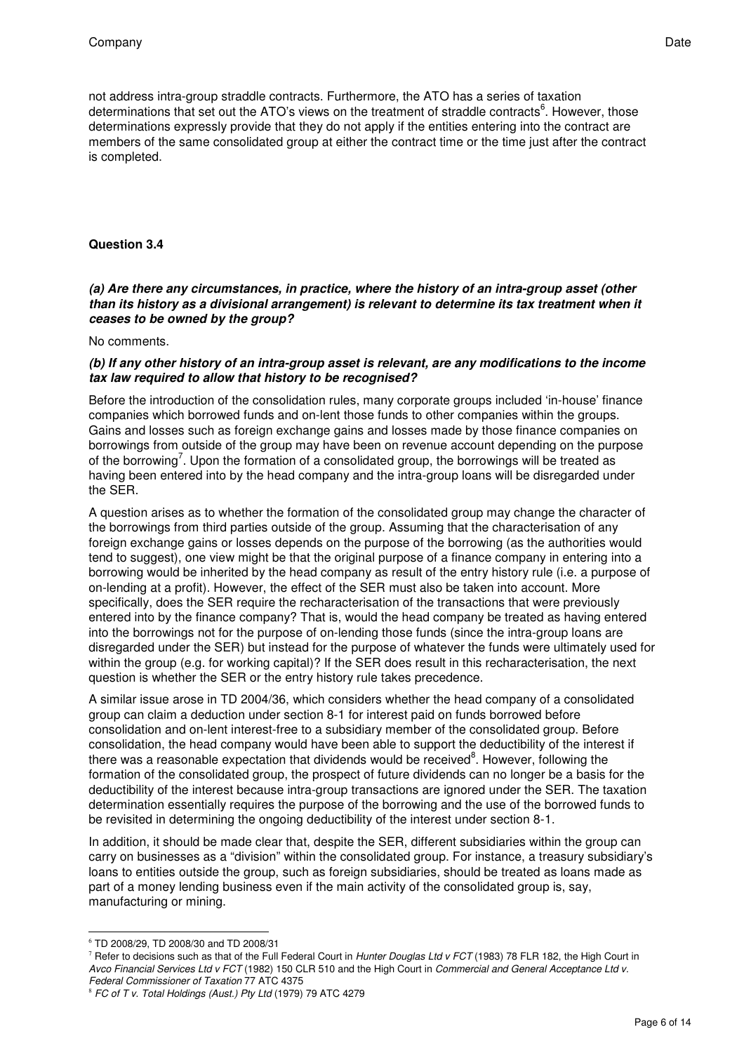not address intra-group straddle contracts. Furthermore, the ATO has a series of taxation determinations that set out the ATO's views on the treatment of straddle contracts[6]. However, those determinations expressly provide that they do not apply if the entities entering into the contract are members of the same consolidated group at either the contract time or the time just after the contract is completed.

**Question 3.4**

***(a) Are there any circumstances, in practice, where the history of an intra-group asset (other than its history as a divisional arrangement) is relevant to determine its tax treatment when it ceases to be owned by the group?***

No comments.

***(b) If any other history of an intra-group asset is relevant, are any modifications to the income tax law required to allow that history to be recognised?***

Before the introduction of the consolidation rules, many corporate groups included 'in-house' finance companies which borrowed funds and on-lent those funds to other companies within the groups. Gains and losses such as foreign exchange gains and losses made by those finance companies on borrowings from outside of the group may have been on revenue account depending on the purpose of the borrowing[7]. Upon the formation of a consolidated group, the borrowings will be treated as having been entered into by the head company and the intra-group loans will be disregarded under the SER.

A question arises as to whether the formation of the consolidated group may change the character of the borrowings from third parties outside of the group. Assuming that the characterisation of any foreign exchange gains or losses depends on the purpose of the borrowing (as the authorities would tend to suggest), one view might be that the original purpose of a finance company in entering into a borrowing would be inherited by the head company as result of the entry history rule (i.e. a purpose of on-lending at a profit). However, the effect of the SER must also be taken into account. More specifically, does the SER require the recharacterisation of the transactions that were previously entered into by the finance company? That is, would the head company be treated as having entered into the borrowings not for the purpose of on-lending those funds (since the intra-group loans are disregarded under the SER) but instead for the purpose of whatever the funds were ultimately used for within the group (e.g. for working capital)? If the SER does result in this recharacterisation, the next question is whether the SER or the entry history rule takes precedence.

A similar issue arose in TD 2004/36, which considers whether the head company of a consolidated group can claim a deduction under section 8-1 for interest paid on funds borrowed before consolidation and on-lent interest-free to a subsidiary member of the consolidated group. Before consolidation, the head company would have been able to support the deductibility of the interest if there was a reasonable expectation that dividends would be received[8]. However, following the formation of the consolidated group, the prospect of future dividends can no longer be a basis for the deductibility of the interest because intra-group transactions are ignored under the SER. The taxation determination essentially requires the purpose of the borrowing and the use of the borrowed funds to be revisited in determining the ongoing deductibility of the interest under section 8-1.

In addition, it should be made clear that, despite the SER, different subsidiaries within the group can carry on businesses as a "division" within the consolidated group. For instance, a treasury subsidiary's loans to entities outside the group, such as foreign subsidiaries, should be treated as loans made as part of a money lending business even if the main activity of the consolidated group is, say, manufacturing or mining.

---

[6] TD 2008/29, TD 2008/30 and TD 2008/31

[7] Refer to decisions such as that of the Full Federal Court in *Hunter Douglas Ltd v FCT* (1983) 78 FLR 182, the High Court in *Avco Financial Services Ltd v FCT* (1982) 150 CLR 510 and the High Court in *Commercial and General Acceptance Ltd v. Federal Commissioner of Taxation* 77 ATC 4375

[8] *FC of T v. Total Holdings (Aust.) Pty Ltd* (1979) 79 ATC 4279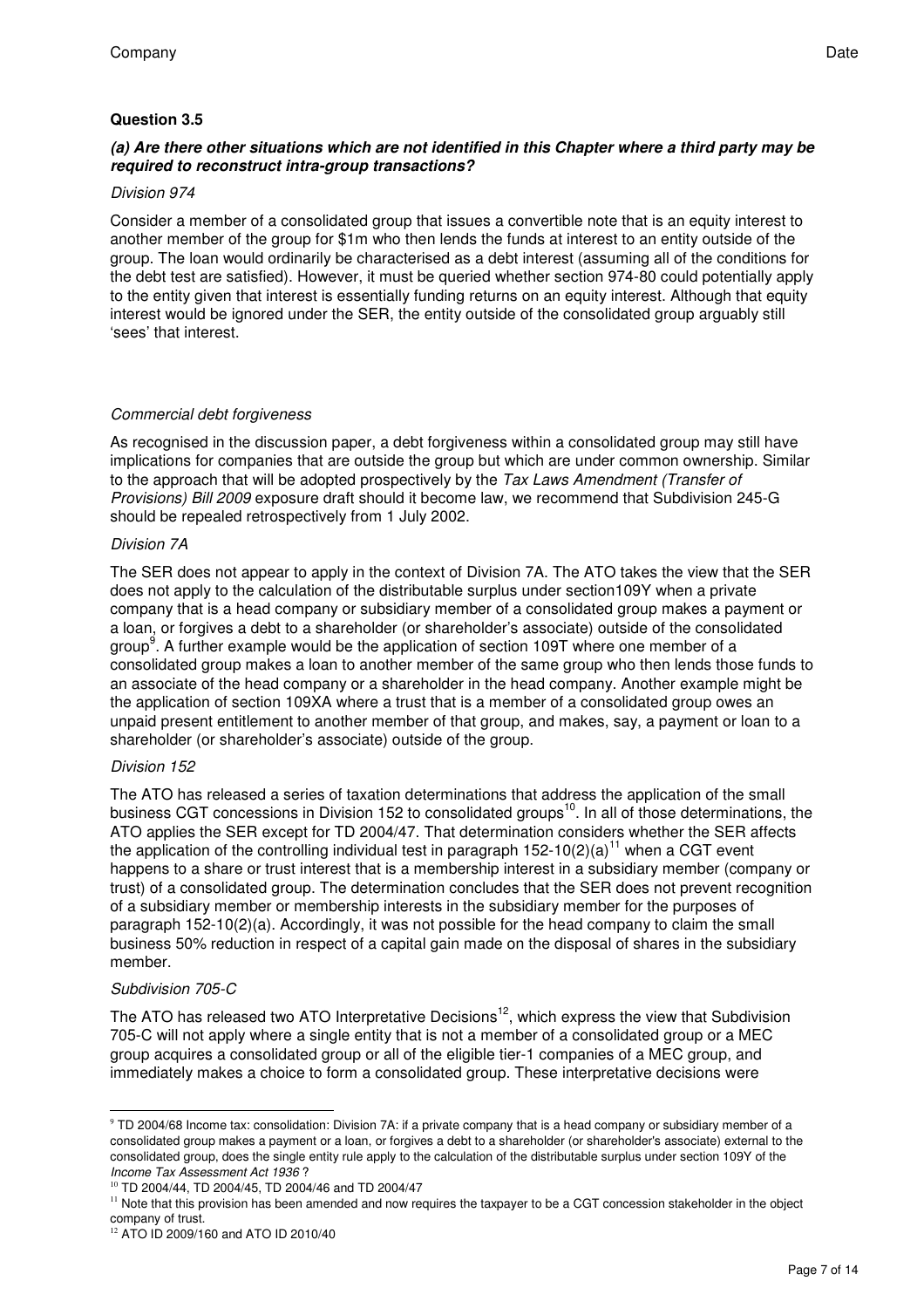**Question 3.5**

***(a) Are there other situations which are not identified in this Chapter where a third party may be required to reconstruct intra-group transactions?***

*Division 974*

Consider a member of a consolidated group that issues a convertible note that is an equity interest to another member of the group for $1m who then lends the funds at interest to an entity outside of the group. The loan would ordinarily be characterised as a debt interest (assuming all of the conditions for the debt test are satisfied). However, it must be queried whether section 974-80 could potentially apply to the entity given that interest is essentially funding returns on an equity interest. Although that equity interest would be ignored under the SER, the entity outside of the consolidated group arguably still 'sees' that interest.

*Commercial debt forgiveness*

As recognised in the discussion paper, a debt forgiveness within a consolidated group may still have implications for companies that are outside the group but which are under common ownership. Similar to the approach that will be adopted prospectively by the *Tax Laws Amendment (Transfer of Provisions) Bill 2009* exposure draft should it become law, we recommend that Subdivision 245-G should be repealed retrospectively from 1 July 2002.

*Division 7A*

The SER does not appear to apply in the context of Division 7A. The ATO takes the view that the SER does not apply to the calculation of the distributable surplus under section109Y when a private company that is a head company or subsidiary member of a consolidated group makes a payment or a loan, or forgives a debt to a shareholder (or shareholder's associate) outside of the consolidated group[9]. A further example would be the application of section 109T where one member of a consolidated group makes a loan to another member of the same group who then lends those funds to an associate of the head company or a shareholder in the head company. Another example might be the application of section 109XA where a trust that is a member of a consolidated group owes an unpaid present entitlement to another member of that group, and makes, say, a payment or loan to a shareholder (or shareholder's associate) outside of the group.

*Division 152*

The ATO has released a series of taxation determinations that address the application of the small business CGT concessions in Division 152 to consolidated groups[10]. In all of those determinations, the ATO applies the SER except for TD 2004/47. That determination considers whether the SER affects the application of the controlling individual test in paragraph 152-10(2)(a)[11] when a CGT event happens to a share or trust interest that is a membership interest in a subsidiary member (company or trust) of a consolidated group. The determination concludes that the SER does not prevent recognition of a subsidiary member or membership interests in the subsidiary member for the purposes of paragraph 152-10(2)(a). Accordingly, it was not possible for the head company to claim the small business 50% reduction in respect of a capital gain made on the disposal of shares in the subsidiary member.

*Subdivision 705-C*

The ATO has released two ATO Interpretative Decisions[12], which express the view that Subdivision 705-C will not apply where a single entity that is not a member of a consolidated group or a MEC group acquires a consolidated group or all of the eligible tier-1 companies of a MEC group, and immediately makes a choice to form a consolidated group. These interpretative decisions were

---

[9] TD 2004/68 Income tax: consolidation: Division 7A: if a private company that is a head company or subsidiary member of a consolidated group makes a payment or a loan, or forgives a debt to a shareholder (or shareholder's associate) external to the consolidated group, does the single entity rule apply to the calculation of the distributable surplus under section 109Y of the *Income Tax Assessment Act 1936* ?

[10] TD 2004/44, TD 2004/45, TD 2004/46 and TD 2004/47

[11] Note that this provision has been amended and now requires the taxpayer to be a CGT concession stakeholder in the object company of trust.

[12] ATO ID 2009/160 and ATO ID 2010/40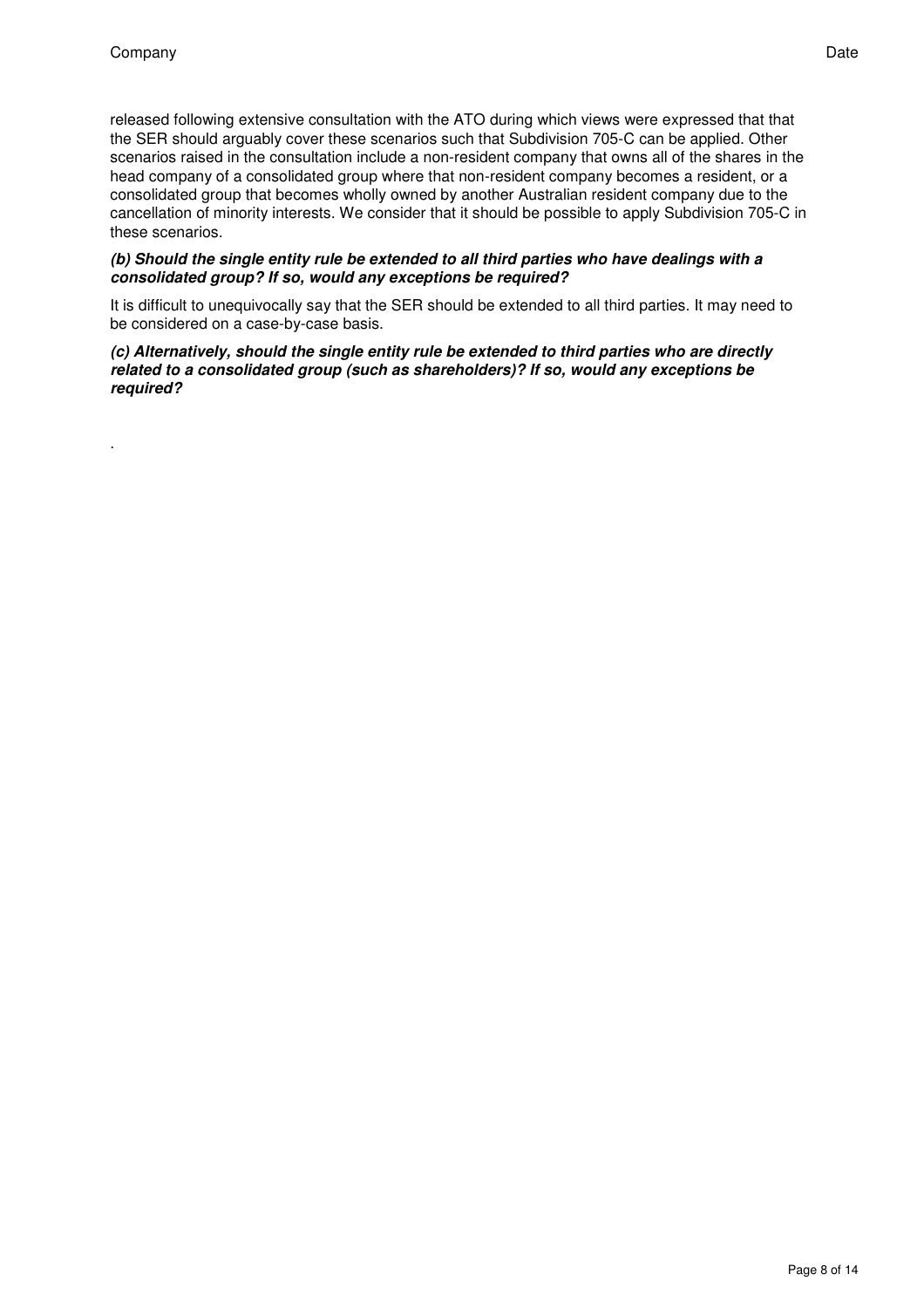released following extensive consultation with the ATO during which views were expressed that that the SER should arguably cover these scenarios such that Subdivision 705-C can be applied. Other scenarios raised in the consultation include a non-resident company that owns all of the shares in the head company of a consolidated group where that non-resident company becomes a resident, or a consolidated group that becomes wholly owned by another Australian resident company due to the cancellation of minority interests. We consider that it should be possible to apply Subdivision 705-C in these scenarios.

***(b) Should the single entity rule be extended to all third parties who have dealings with a consolidated group? If so, would any exceptions be required?***

It is difficult to unequivocally say that the SER should be extended to all third parties. It may need to be considered on a case-by-case basis.

***(c) Alternatively, should the single entity rule be extended to third parties who are directly related to a consolidated group (such as shareholders)? If so, would any exceptions be required?***

.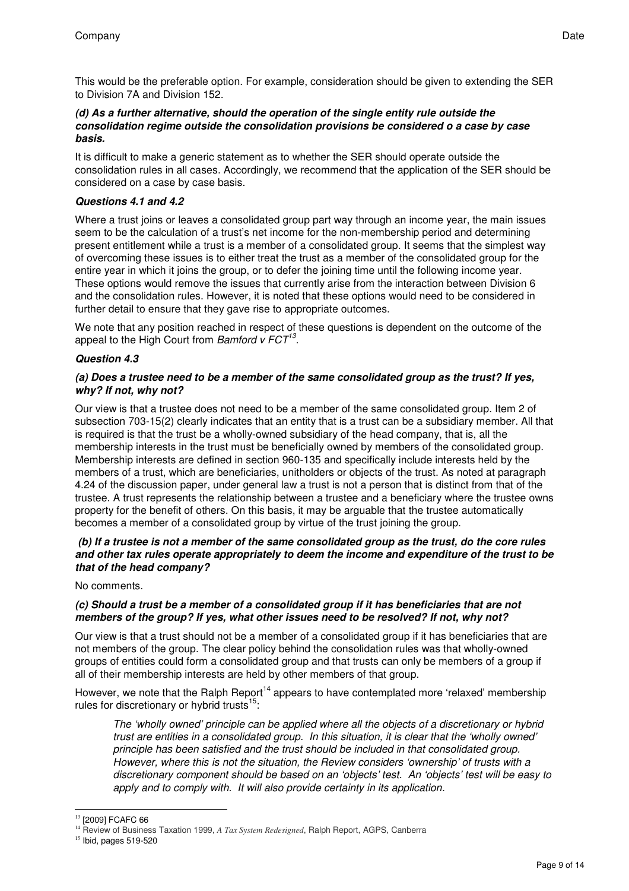This would be the preferable option. For example, consideration should be given to extending the SER to Division 7A and Division 152.

***(d) As a further alternative, should the operation of the single entity rule outside the consolidation regime outside the consolidation provisions be considered o a case by case basis.***

It is difficult to make a generic statement as to whether the SER should operate outside the consolidation rules in all cases. Accordingly, we recommend that the application of the SER should be considered on a case by case basis.

***Questions 4.1 and 4.2***

Where a trust joins or leaves a consolidated group part way through an income year, the main issues seem to be the calculation of a trust's net income for the non-membership period and determining present entitlement while a trust is a member of a consolidated group. It seems that the simplest way of overcoming these issues is to either treat the trust as a member of the consolidated group for the entire year in which it joins the group, or to defer the joining time until the following income year. These options would remove the issues that currently arise from the interaction between Division 6 and the consolidation rules. However, it is noted that these options would need to be considered in further detail to ensure that they gave rise to appropriate outcomes.

We note that any position reached in respect of these questions is dependent on the outcome of the appeal to the High Court from *Bamford v FCT*[13].

***Question 4.3***

***(a) Does a trustee need to be a member of the same consolidated group as the trust? If yes, why? If not, why not?***

Our view is that a trustee does not need to be a member of the same consolidated group. Item 2 of subsection 703-15(2) clearly indicates that an entity that is a trust can be a subsidiary member. All that is required is that the trust be a wholly-owned subsidiary of the head company, that is, all the membership interests in the trust must be beneficially owned by members of the consolidated group. Membership interests are defined in section 960-135 and specifically include interests held by the members of a trust, which are beneficiaries, unitholders or objects of the trust. As noted at paragraph 4.24 of the discussion paper, under general law a trust is not a person that is distinct from that of the trustee. A trust represents the relationship between a trustee and a beneficiary where the trustee owns property for the benefit of others. On this basis, it may be arguable that the trustee automatically becomes a member of a consolidated group by virtue of the trust joining the group.

***(b) If a trustee is not a member of the same consolidated group as the trust, do the core rules and other tax rules operate appropriately to deem the income and expenditure of the trust to be that of the head company?***

No comments.

***(c) Should a trust be a member of a consolidated group if it has beneficiaries that are not members of the group? If yes, what other issues need to be resolved? If not, why not?***

Our view is that a trust should not be a member of a consolidated group if it has beneficiaries that are not members of the group. The clear policy behind the consolidation rules was that wholly-owned groups of entities could form a consolidated group and that trusts can only be members of a group if all of their membership interests are held by other members of that group.

However, we note that the Ralph Report[14] appears to have contemplated more 'relaxed' membership rules for discretionary or hybrid trusts[15]:

> *The 'wholly owned' principle can be applied where all the objects of a discretionary or hybrid trust are entities in a consolidated group. In this situation, it is clear that the 'wholly owned' principle has been satisfied and the trust should be included in that consolidated group. However, where this is not the situation, the Review considers 'ownership' of trusts with a discretionary component should be based on an 'objects' test. An 'objects' test will be easy to apply and to comply with. It will also provide certainty in its application.*

---

[13] [2009] FCAFC 66

[14] Review of Business Taxation 1999, *A Tax System Redesigned*, Ralph Report, AGPS, Canberra

[15] Ibid, pages 519-520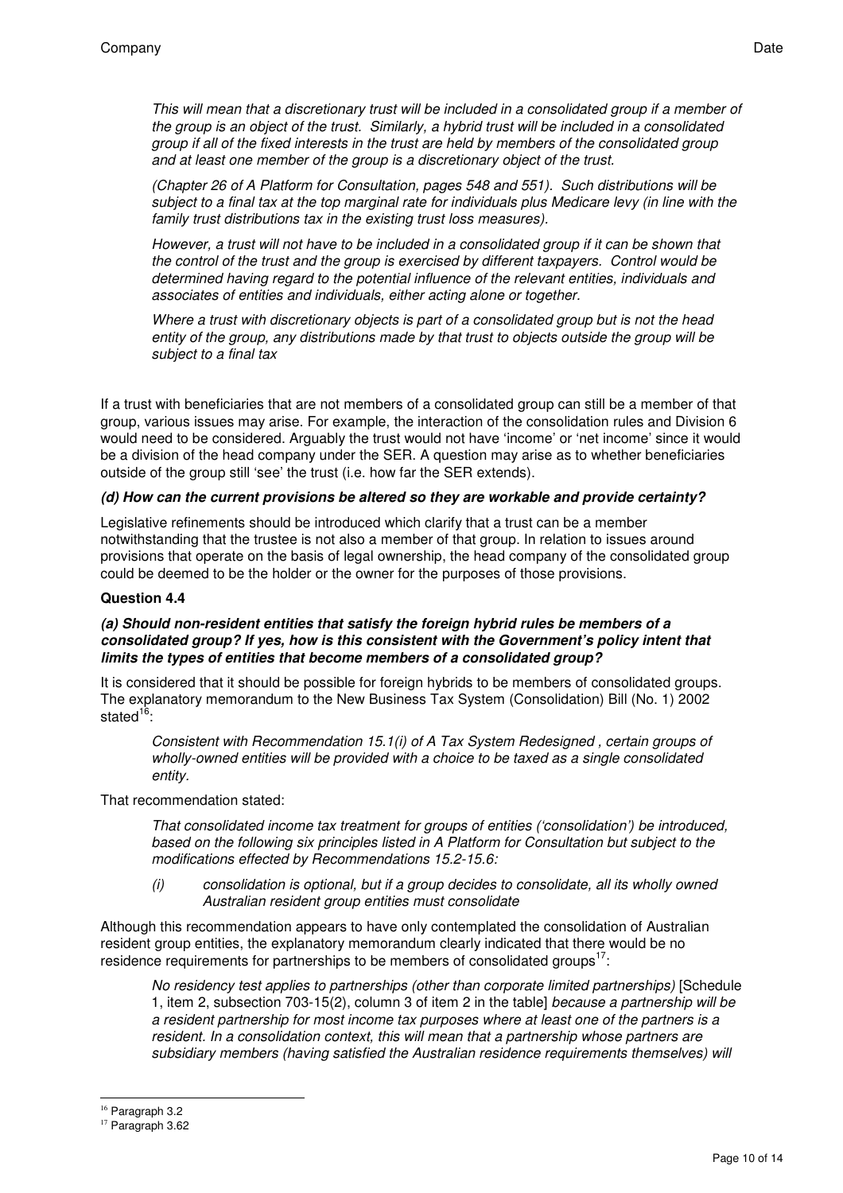> *This will mean that a discretionary trust will be included in a consolidated group if a member of the group is an object of the trust. Similarly, a hybrid trust will be included in a consolidated group if all of the fixed interests in the trust are held by members of the consolidated group and at least one member of the group is a discretionary object of the trust.*
>
> *(Chapter 26 of A Platform for Consultation, pages 548 and 551). Such distributions will be subject to a final tax at the top marginal rate for individuals plus Medicare levy (in line with the family trust distributions tax in the existing trust loss measures).*
>
> *However, a trust will not have to be included in a consolidated group if it can be shown that the control of the trust and the group is exercised by different taxpayers. Control would be determined having regard to the potential influence of the relevant entities, individuals and associates of entities and individuals, either acting alone or together.*
>
> *Where a trust with discretionary objects is part of a consolidated group but is not the head entity of the group, any distributions made by that trust to objects outside the group will be subject to a final tax*

If a trust with beneficiaries that are not members of a consolidated group can still be a member of that group, various issues may arise. For example, the interaction of the consolidation rules and Division 6 would need to be considered. Arguably the trust would not have 'income' or 'net income' since it would be a division of the head company under the SER. A question may arise as to whether beneficiaries outside of the group still 'see' the trust (i.e. how far the SER extends).

***(d) How can the current provisions be altered so they are workable and provide certainty?***

Legislative refinements should be introduced which clarify that a trust can be a member notwithstanding that the trustee is not also a member of that group. In relation to issues around provisions that operate on the basis of legal ownership, the head company of the consolidated group could be deemed to be the holder or the owner for the purposes of those provisions.

**Question 4.4**

***(a) Should non-resident entities that satisfy the foreign hybrid rules be members of a consolidated group? If yes, how is this consistent with the Government's policy intent that limits the types of entities that become members of a consolidated group?***

It is considered that it should be possible for foreign hybrids to be members of consolidated groups. The explanatory memorandum to the New Business Tax System (Consolidation) Bill (No. 1) 2002 stated[16]:

> *Consistent with Recommendation 15.1(i) of A Tax System Redesigned , certain groups of wholly-owned entities will be provided with a choice to be taxed as a single consolidated entity.*

That recommendation stated:

> *That consolidated income tax treatment for groups of entities ('consolidation') be introduced, based on the following six principles listed in A Platform for Consultation but subject to the modifications effected by Recommendations 15.2-15.6:*
>
> *(i) consolidation is optional, but if a group decides to consolidate, all its wholly owned Australian resident group entities must consolidate*

Although this recommendation appears to have only contemplated the consolidation of Australian resident group entities, the explanatory memorandum clearly indicated that there would be no residence requirements for partnerships to be members of consolidated groups[17]:

> *No residency test applies to partnerships (other than corporate limited partnerships)* [Schedule 1, item 2, subsection 703-15(2), column 3 of item 2 in the table] *because a partnership will be a resident partnership for most income tax purposes where at least one of the partners is a resident. In a consolidation context, this will mean that a partnership whose partners are subsidiary members (having satisfied the Australian residence requirements themselves) will*

---

[16] Paragraph 3.2

[17] Paragraph 3.62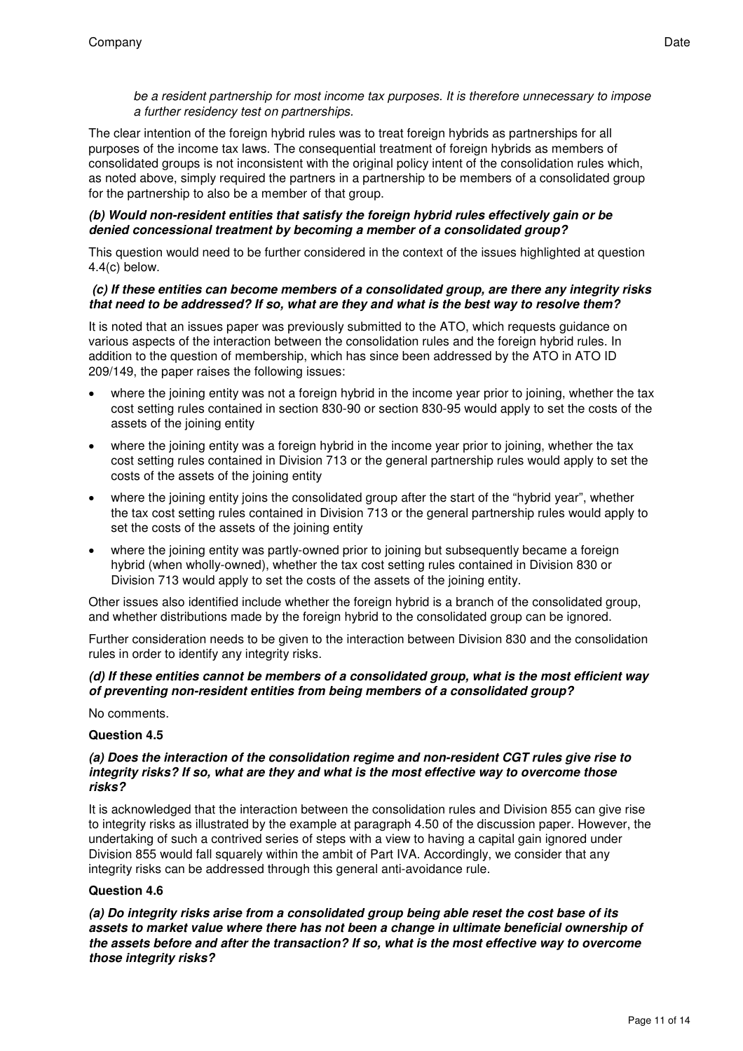*be a resident partnership for most income tax purposes. It is therefore unnecessary to impose a further residency test on partnerships.*

The clear intention of the foreign hybrid rules was to treat foreign hybrids as partnerships for all purposes of the income tax laws. The consequential treatment of foreign hybrids as members of consolidated groups is not inconsistent with the original policy intent of the consolidation rules which, as noted above, simply required the partners in a partnership to be members of a consolidated group for the partnership to also be a member of that group.

***(b) Would non-resident entities that satisfy the foreign hybrid rules effectively gain or be denied concessional treatment by becoming a member of a consolidated group?***

This question would need to be further considered in the context of the issues highlighted at question 4.4(c) below.

***(c) If these entities can become members of a consolidated group, are there any integrity risks that need to be addressed? If so, what are they and what is the best way to resolve them?***

It is noted that an issues paper was previously submitted to the ATO, which requests guidance on various aspects of the interaction between the consolidation rules and the foreign hybrid rules. In addition to the question of membership, which has since been addressed by the ATO in ATO ID 209/149, the paper raises the following issues:

- where the joining entity was not a foreign hybrid in the income year prior to joining, whether the tax cost setting rules contained in section 830-90 or section 830-95 would apply to set the costs of the assets of the joining entity
- where the joining entity was a foreign hybrid in the income year prior to joining, whether the tax cost setting rules contained in Division 713 or the general partnership rules would apply to set the costs of the assets of the joining entity
- where the joining entity joins the consolidated group after the start of the "hybrid year", whether the tax cost setting rules contained in Division 713 or the general partnership rules would apply to set the costs of the assets of the joining entity
- where the joining entity was partly-owned prior to joining but subsequently became a foreign hybrid (when wholly-owned), whether the tax cost setting rules contained in Division 830 or Division 713 would apply to set the costs of the assets of the joining entity.

Other issues also identified include whether the foreign hybrid is a branch of the consolidated group, and whether distributions made by the foreign hybrid to the consolidated group can be ignored.

Further consideration needs to be given to the interaction between Division 830 and the consolidation rules in order to identify any integrity risks.

***(d) If these entities cannot be members of a consolidated group, what is the most efficient way of preventing non-resident entities from being members of a consolidated group?***

No comments.

**Question 4.5**

***(a) Does the interaction of the consolidation regime and non-resident CGT rules give rise to integrity risks? If so, what are they and what is the most effective way to overcome those risks?***

It is acknowledged that the interaction between the consolidation rules and Division 855 can give rise to integrity risks as illustrated by the example at paragraph 4.50 of the discussion paper. However, the undertaking of such a contrived series of steps with a view to having a capital gain ignored under Division 855 would fall squarely within the ambit of Part IVA. Accordingly, we consider that any integrity risks can be addressed through this general anti-avoidance rule.

**Question 4.6**

***(a) Do integrity risks arise from a consolidated group being able reset the cost base of its assets to market value where there has not been a change in ultimate beneficial ownership of the assets before and after the transaction? If so, what is the most effective way to overcome those integrity risks?***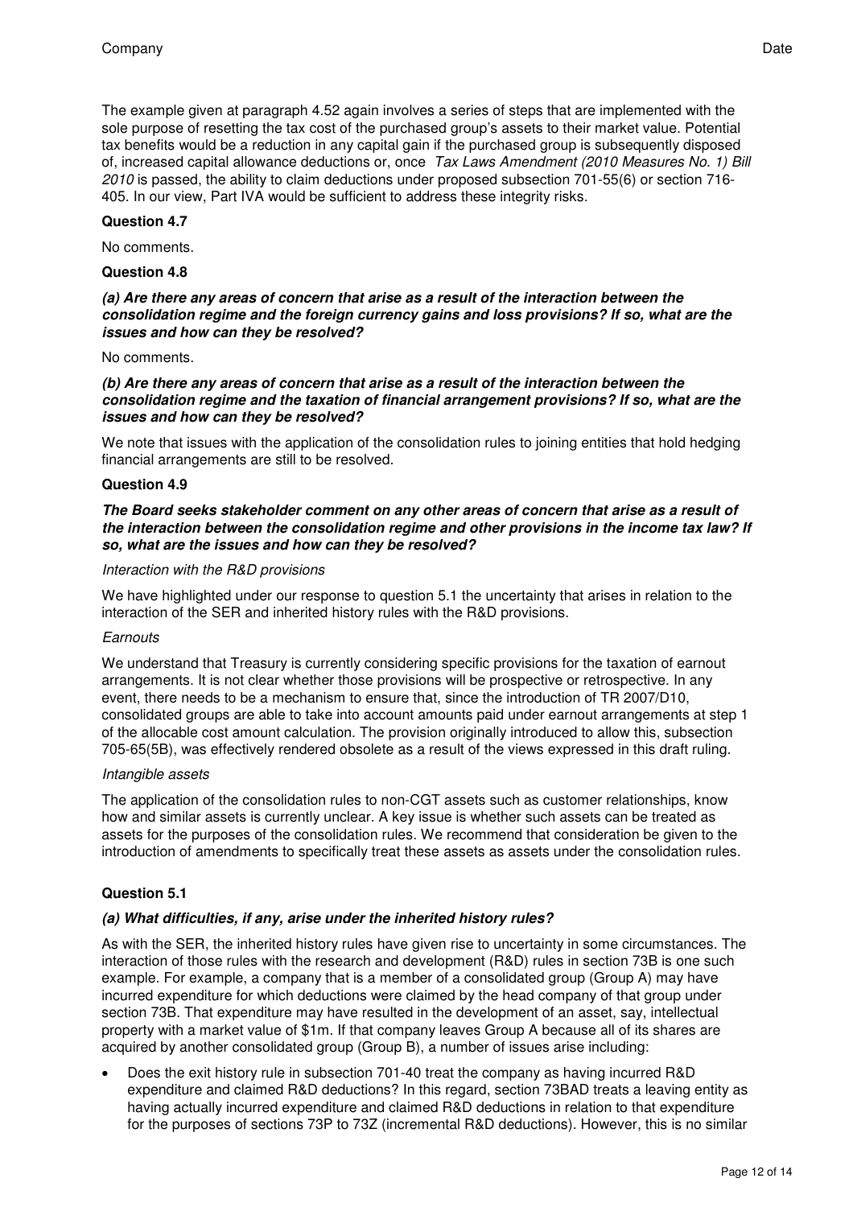The example given at paragraph 4.52 again involves a series of steps that are implemented with the sole purpose of resetting the tax cost of the purchased group's assets to their market value. Potential tax benefits would be a reduction in any capital gain if the purchased group is subsequently disposed of, increased capital allowance deductions or, once *Tax Laws Amendment (2010 Measures No. 1) Bill 2010* is passed, the ability to claim deductions under proposed subsection 701-55(6) or section 716-405. In our view, Part IVA would be sufficient to address these integrity risks.

**Question 4.7**

No comments.

**Question 4.8**

***(a) Are there any areas of concern that arise as a result of the interaction between the consolidation regime and the foreign currency gains and loss provisions? If so, what are the issues and how can they be resolved?***

No comments.

***(b) Are there any areas of concern that arise as a result of the interaction between the consolidation regime and the taxation of financial arrangement provisions? If so, what are the issues and how can they be resolved?***

We note that issues with the application of the consolidation rules to joining entities that hold hedging financial arrangements are still to be resolved.

**Question 4.9**

***The Board seeks stakeholder comment on any other areas of concern that arise as a result of the interaction between the consolidation regime and other provisions in the income tax law? If so, what are the issues and how can they be resolved?***

*Interaction with the R&D provisions*

We have highlighted under our response to question 5.1 the uncertainty that arises in relation to the interaction of the SER and inherited history rules with the R&D provisions.

*Earnouts*

We understand that Treasury is currently considering specific provisions for the taxation of earnout arrangements. It is not clear whether those provisions will be prospective or retrospective. In any event, there needs to be a mechanism to ensure that, since the introduction of TR 2007/D10, consolidated groups are able to take into account amounts paid under earnout arrangements at step 1 of the allocable cost amount calculation. The provision originally introduced to allow this, subsection 705-65(5B), was effectively rendered obsolete as a result of the views expressed in this draft ruling.

*Intangible assets*

The application of the consolidation rules to non-CGT assets such as customer relationships, know how and similar assets is currently unclear. A key issue is whether such assets can be treated as assets for the purposes of the consolidation rules. We recommend that consideration be given to the introduction of amendments to specifically treat these assets as assets under the consolidation rules.

**Question 5.1**

***(a) What difficulties, if any, arise under the inherited history rules?***

As with the SER, the inherited history rules have given rise to uncertainty in some circumstances. The interaction of those rules with the research and development (R&D) rules in section 73B is one such example. For example, a company that is a member of a consolidated group (Group A) may have incurred expenditure for which deductions were claimed by the head company of that group under section 73B. That expenditure may have resulted in the development of an asset, say, intellectual property with a market value of $1m. If that company leaves Group A because all of its shares are acquired by another consolidated group (Group B), a number of issues arise including:

- Does the exit history rule in subsection 701-40 treat the company as having incurred R&D expenditure and claimed R&D deductions? In this regard, section 73BAD treats a leaving entity as having actually incurred expenditure and claimed R&D deductions in relation to that expenditure for the purposes of sections 73P to 73Z (incremental R&D deductions). However, this is no similar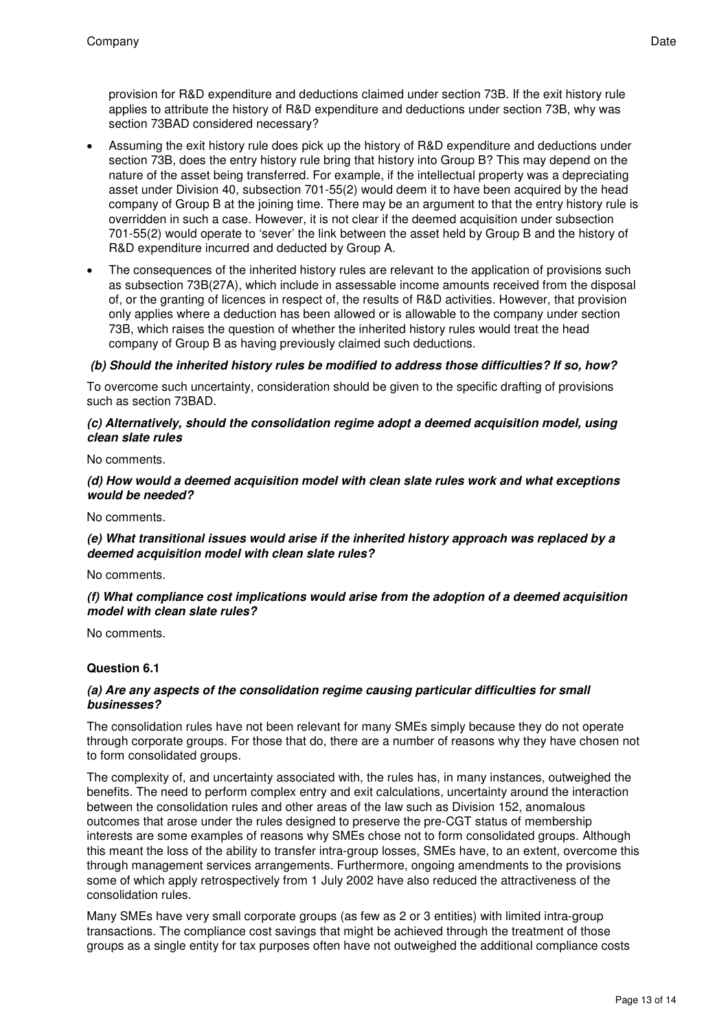provision for R&D expenditure and deductions claimed under section 73B. If the exit history rule applies to attribute the history of R&D expenditure and deductions under section 73B, why was section 73BAD considered necessary?

- Assuming the exit history rule does pick up the history of R&D expenditure and deductions under section 73B, does the entry history rule bring that history into Group B? This may depend on the nature of the asset being transferred. For example, if the intellectual property was a depreciating asset under Division 40, subsection 701-55(2) would deem it to have been acquired by the head company of Group B at the joining time. There may be an argument to that the entry history rule is overridden in such a case. However, it is not clear if the deemed acquisition under subsection 701-55(2) would operate to 'sever' the link between the asset held by Group B and the history of R&D expenditure incurred and deducted by Group A.
- The consequences of the inherited history rules are relevant to the application of provisions such as subsection 73B(27A), which include in assessable income amounts received from the disposal of, or the granting of licences in respect of, the results of R&D activities. However, that provision only applies where a deduction has been allowed or is allowable to the company under section 73B, which raises the question of whether the inherited history rules would treat the head company of Group B as having previously claimed such deductions.

***(b) Should the inherited history rules be modified to address those difficulties? If so, how?***

To overcome such uncertainty, consideration should be given to the specific drafting of provisions such as section 73BAD.

***(c) Alternatively, should the consolidation regime adopt a deemed acquisition model, using clean slate rules***

No comments.

***(d) How would a deemed acquisition model with clean slate rules work and what exceptions would be needed?***

No comments.

***(e) What transitional issues would arise if the inherited history approach was replaced by a deemed acquisition model with clean slate rules?***

No comments.

***(f) What compliance cost implications would arise from the adoption of a deemed acquisition model with clean slate rules?***

No comments.

**Question 6.1**

***(a) Are any aspects of the consolidation regime causing particular difficulties for small businesses?***

The consolidation rules have not been relevant for many SMEs simply because they do not operate through corporate groups. For those that do, there are a number of reasons why they have chosen not to form consolidated groups.

The complexity of, and uncertainty associated with, the rules has, in many instances, outweighed the benefits. The need to perform complex entry and exit calculations, uncertainty around the interaction between the consolidation rules and other areas of the law such as Division 152, anomalous outcomes that arose under the rules designed to preserve the pre-CGT status of membership interests are some examples of reasons why SMEs chose not to form consolidated groups. Although this meant the loss of the ability to transfer intra-group losses, SMEs have, to an extent, overcome this through management services arrangements. Furthermore, ongoing amendments to the provisions some of which apply retrospectively from 1 July 2002 have also reduced the attractiveness of the consolidation rules.

Many SMEs have very small corporate groups (as few as 2 or 3 entities) with limited intra-group transactions. The compliance cost savings that might be achieved through the treatment of those groups as a single entity for tax purposes often have not outweighed the additional compliance costs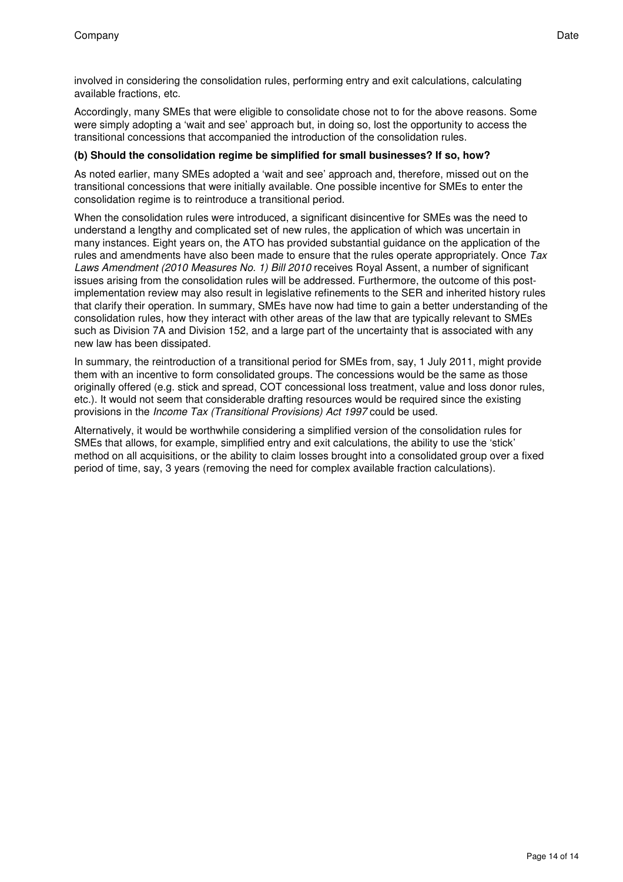involved in considering the consolidation rules, performing entry and exit calculations, calculating available fractions, etc.

Accordingly, many SMEs that were eligible to consolidate chose not to for the above reasons. Some were simply adopting a 'wait and see' approach but, in doing so, lost the opportunity to access the transitional concessions that accompanied the introduction of the consolidation rules.

**(b) Should the consolidation regime be simplified for small businesses? If so, how?**

As noted earlier, many SMEs adopted a 'wait and see' approach and, therefore, missed out on the transitional concessions that were initially available. One possible incentive for SMEs to enter the consolidation regime is to reintroduce a transitional period.

When the consolidation rules were introduced, a significant disincentive for SMEs was the need to understand a lengthy and complicated set of new rules, the application of which was uncertain in many instances. Eight years on, the ATO has provided substantial guidance on the application of the rules and amendments have also been made to ensure that the rules operate appropriately. Once *Tax Laws Amendment (2010 Measures No. 1) Bill 2010* receives Royal Assent, a number of significant issues arising from the consolidation rules will be addressed. Furthermore, the outcome of this post-implementation review may also result in legislative refinements to the SER and inherited history rules that clarify their operation. In summary, SMEs have now had time to gain a better understanding of the consolidation rules, how they interact with other areas of the law that are typically relevant to SMEs such as Division 7A and Division 152, and a large part of the uncertainty that is associated with any new law has been dissipated.

In summary, the reintroduction of a transitional period for SMEs from, say, 1 July 2011, might provide them with an incentive to form consolidated groups. The concessions would be the same as those originally offered (e.g. stick and spread, COT concessional loss treatment, value and loss donor rules, etc.). It would not seem that considerable drafting resources would be required since the existing provisions in the *Income Tax (Transitional Provisions) Act 1997* could be used.

Alternatively, it would be worthwhile considering a simplified version of the consolidation rules for SMEs that allows, for example, simplified entry and exit calculations, the ability to use the 'stick' method on all acquisitions, or the ability to claim losses brought into a consolidated group over a fixed period of time, say, 3 years (removing the need for complex available fraction calculations).